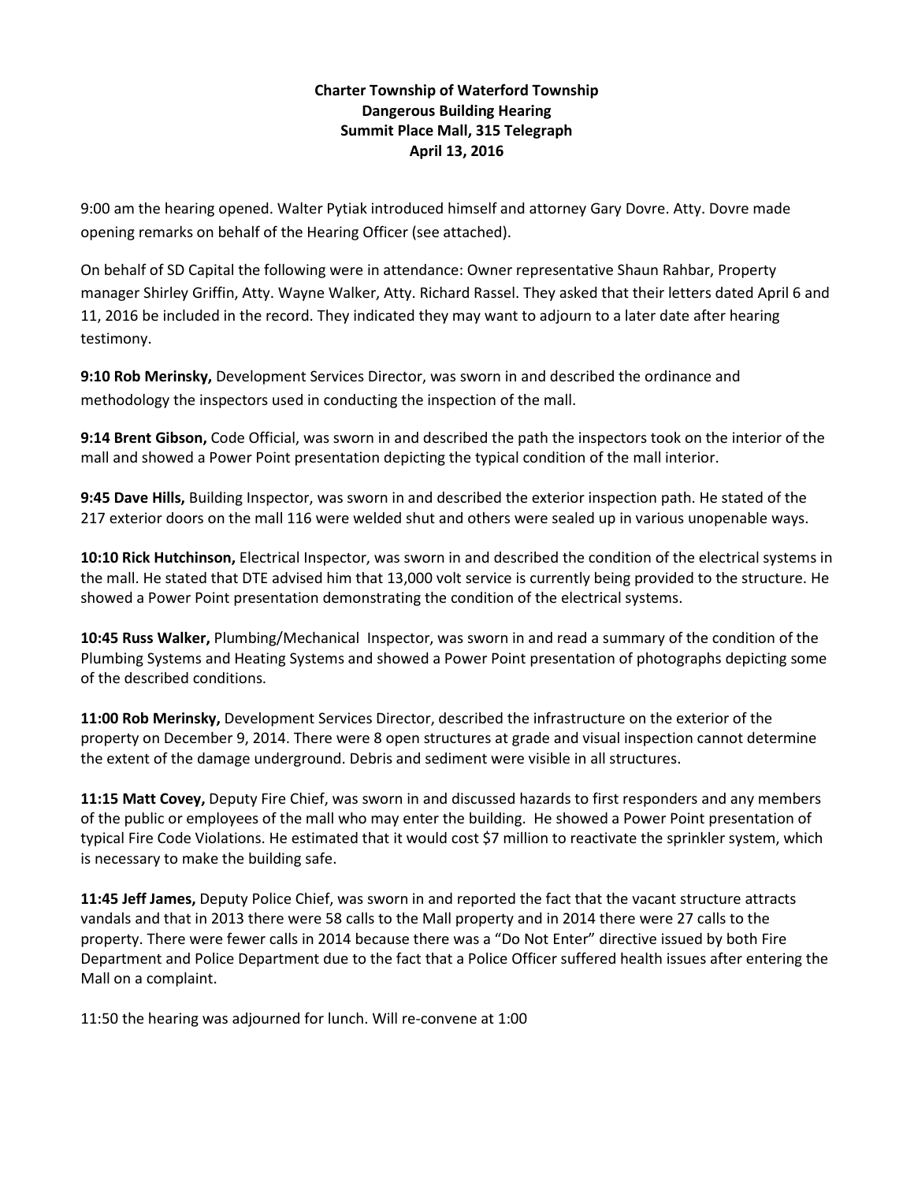**Charter Township of Waterford Township**
**Dangerous Building Hearing**
**Summit Place Mall, 315 Telegraph**
**April 13, 2016**

9:00 am the hearing opened. Walter Pytiak introduced himself and attorney Gary Dovre. Atty. Dovre made opening remarks on behalf of the Hearing Officer (see attached).

On behalf of SD Capital the following were in attendance: Owner representative Shaun Rahbar, Property manager Shirley Griffin, Atty. Wayne Walker, Atty. Richard Rassel. They asked that their letters dated April 6 and 11, 2016 be included in the record. They indicated they may want to adjourn to a later date after hearing testimony.

**9:10 Rob Merinsky,** Development Services Director, was sworn in and described the ordinance and methodology the inspectors used in conducting the inspection of the mall.

**9:14 Brent Gibson,** Code Official, was sworn in and described the path the inspectors took on the interior of the mall and showed a Power Point presentation depicting the typical condition of the mall interior.

**9:45 Dave Hills,** Building Inspector, was sworn in and described the exterior inspection path. He stated of the 217 exterior doors on the mall 116 were welded shut and others were sealed up in various unopenable ways.

**10:10 Rick Hutchinson,** Electrical Inspector, was sworn in and described the condition of the electrical systems in the mall. He stated that DTE advised him that 13,000 volt service is currently being provided to the structure. He showed a Power Point presentation demonstrating the condition of the electrical systems.

**10:45 Russ Walker,** Plumbing/Mechanical Inspector, was sworn in and read a summary of the condition of the Plumbing Systems and Heating Systems and showed a Power Point presentation of photographs depicting some of the described conditions.

**11:00 Rob Merinsky,** Development Services Director, described the infrastructure on the exterior of the property on December 9, 2014. There were 8 open structures at grade and visual inspection cannot determine the extent of the damage underground. Debris and sediment were visible in all structures.

**11:15 Matt Covey,** Deputy Fire Chief, was sworn in and discussed hazards to first responders and any members of the public or employees of the mall who may enter the building. He showed a Power Point presentation of typical Fire Code Violations. He estimated that it would cost $7 million to reactivate the sprinkler system, which is necessary to make the building safe.

**11:45 Jeff James,** Deputy Police Chief, was sworn in and reported the fact that the vacant structure attracts vandals and that in 2013 there were 58 calls to the Mall property and in 2014 there were 27 calls to the property. There were fewer calls in 2014 because there was a "Do Not Enter" directive issued by both Fire Department and Police Department due to the fact that a Police Officer suffered health issues after entering the Mall on a complaint.

11:50 the hearing was adjourned for lunch. Will re-convene at 1:00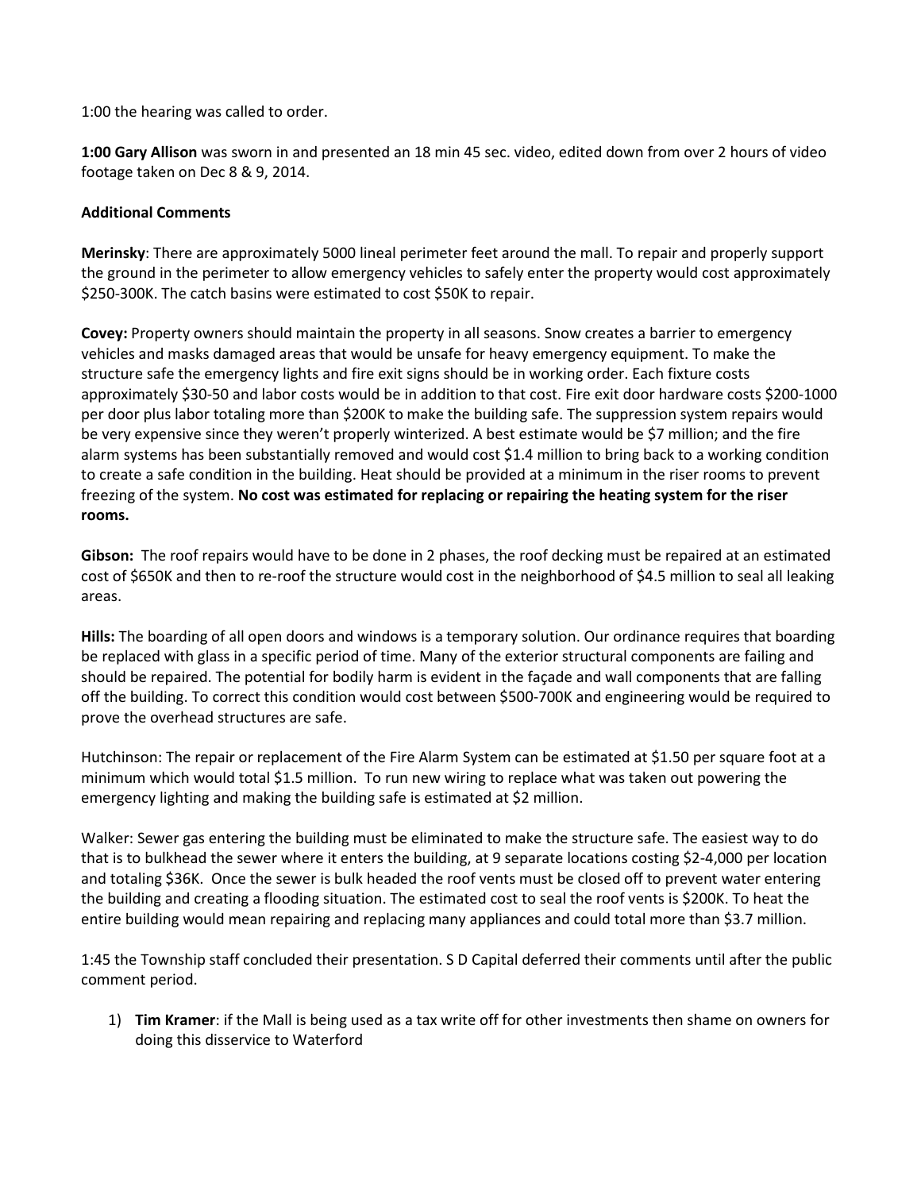1:00 the hearing was called to order.

**1:00 Gary Allison** was sworn in and presented an 18 min 45 sec. video, edited down from over 2 hours of video footage taken on Dec 8 & 9, 2014.

**Additional Comments**

**Merinsky**: There are approximately 5000 lineal perimeter feet around the mall. To repair and properly support the ground in the perimeter to allow emergency vehicles to safely enter the property would cost approximately $250-300K. The catch basins were estimated to cost $50K to repair.

**Covey:** Property owners should maintain the property in all seasons. Snow creates a barrier to emergency vehicles and masks damaged areas that would be unsafe for heavy emergency equipment. To make the structure safe the emergency lights and fire exit signs should be in working order. Each fixture costs approximately $30-50 and labor costs would be in addition to that cost. Fire exit door hardware costs $200-1000 per door plus labor totaling more than $200K to make the building safe. The suppression system repairs would be very expensive since they weren't properly winterized. A best estimate would be $7 million; and the fire alarm systems has been substantially removed and would cost $1.4 million to bring back to a working condition to create a safe condition in the building. Heat should be provided at a minimum in the riser rooms to prevent freezing of the system. **No cost was estimated for replacing or repairing the heating system for the riser rooms.**

**Gibson:** The roof repairs would have to be done in 2 phases, the roof decking must be repaired at an estimated cost of $650K and then to re-roof the structure would cost in the neighborhood of $4.5 million to seal all leaking areas.

**Hills:** The boarding of all open doors and windows is a temporary solution. Our ordinance requires that boarding be replaced with glass in a specific period of time. Many of the exterior structural components are failing and should be repaired. The potential for bodily harm is evident in the façade and wall components that are falling off the building. To correct this condition would cost between $500-700K and engineering would be required to prove the overhead structures are safe.

Hutchinson: The repair or replacement of the Fire Alarm System can be estimated at $1.50 per square foot at a minimum which would total $1.5 million. To run new wiring to replace what was taken out powering the emergency lighting and making the building safe is estimated at $2 million.

Walker: Sewer gas entering the building must be eliminated to make the structure safe. The easiest way to do that is to bulkhead the sewer where it enters the building, at 9 separate locations costing $2-4,000 per location and totaling $36K. Once the sewer is bulk headed the roof vents must be closed off to prevent water entering the building and creating a flooding situation. The estimated cost to seal the roof vents is $200K. To heat the entire building would mean repairing and replacing many appliances and could total more than $3.7 million.

1:45 the Township staff concluded their presentation. S D Capital deferred their comments until after the public comment period.

1) **Tim Kramer**: if the Mall is being used as a tax write off for other investments then shame on owners for doing this disservice to Waterford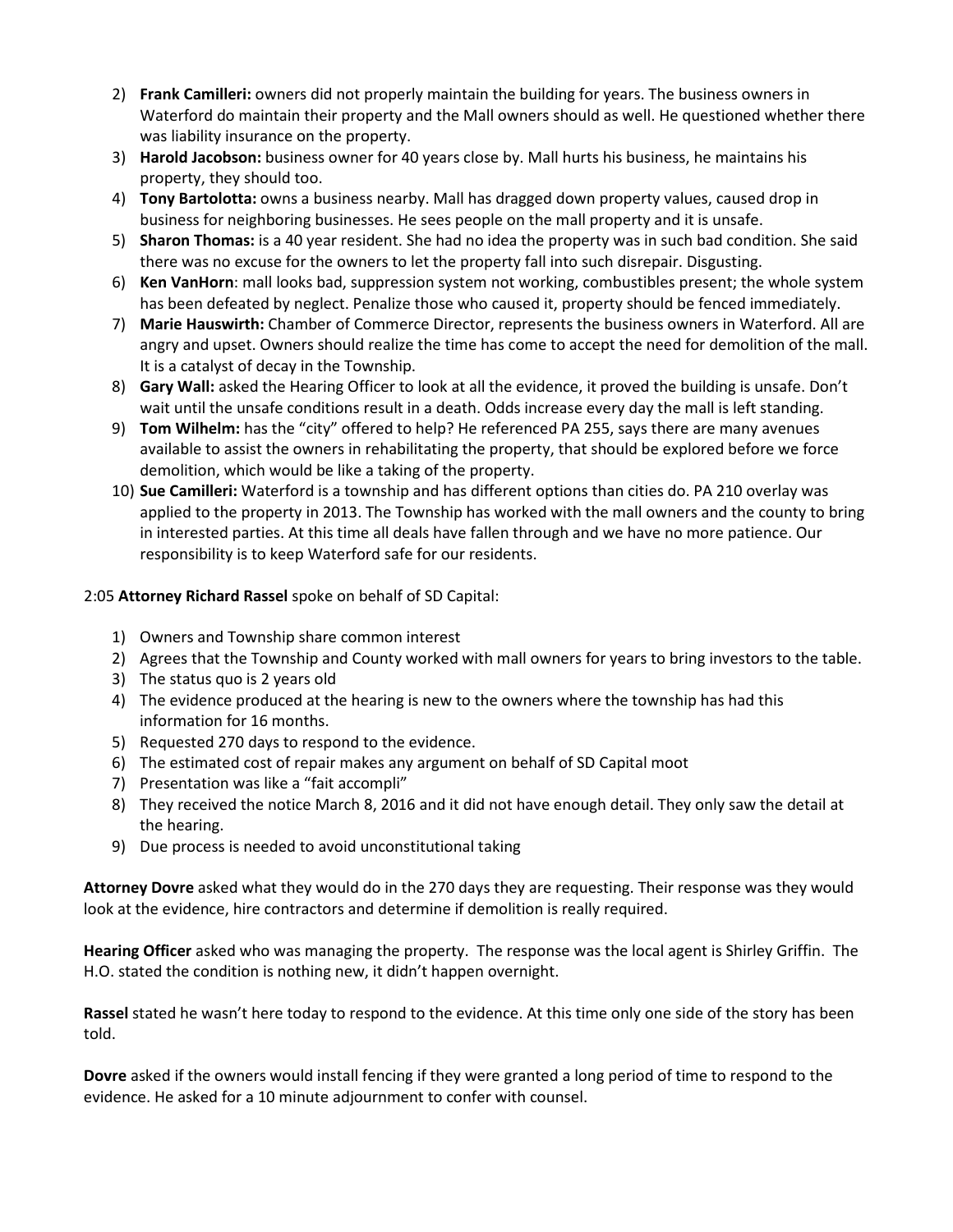2) **Frank Camilleri:** owners did not properly maintain the building for years. The business owners in Waterford do maintain their property and the Mall owners should as well. He questioned whether there was liability insurance on the property.
3) **Harold Jacobson:** business owner for 40 years close by. Mall hurts his business, he maintains his property, they should too.
4) **Tony Bartolotta:** owns a business nearby. Mall has dragged down property values, caused drop in business for neighboring businesses. He sees people on the mall property and it is unsafe.
5) **Sharon Thomas:** is a 40 year resident. She had no idea the property was in such bad condition. She said there was no excuse for the owners to let the property fall into such disrepair. Disgusting.
6) **Ken VanHorn**: mall looks bad, suppression system not working, combustibles present; the whole system has been defeated by neglect. Penalize those who caused it, property should be fenced immediately.
7) **Marie Hauswirth:** Chamber of Commerce Director, represents the business owners in Waterford. All are angry and upset. Owners should realize the time has come to accept the need for demolition of the mall. It is a catalyst of decay in the Township.
8) **Gary Wall:** asked the Hearing Officer to look at all the evidence, it proved the building is unsafe. Don't wait until the unsafe conditions result in a death. Odds increase every day the mall is left standing.
9) **Tom Wilhelm:** has the "city" offered to help? He referenced PA 255, says there are many avenues available to assist the owners in rehabilitating the property, that should be explored before we force demolition, which would be like a taking of the property.
10) **Sue Camilleri:** Waterford is a township and has different options than cities do. PA 210 overlay was applied to the property in 2013. The Township has worked with the mall owners and the county to bring in interested parties. At this time all deals have fallen through and we have no more patience. Our responsibility is to keep Waterford safe for our residents.

2:05 **Attorney Richard Rassel** spoke on behalf of SD Capital:

1) Owners and Township share common interest
2) Agrees that the Township and County worked with mall owners for years to bring investors to the table.
3) The status quo is 2 years old
4) The evidence produced at the hearing is new to the owners where the township has had this information for 16 months.
5) Requested 270 days to respond to the evidence.
6) The estimated cost of repair makes any argument on behalf of SD Capital moot
7) Presentation was like a "fait accompli"
8) They received the notice March 8, 2016 and it did not have enough detail. They only saw the detail at the hearing.
9) Due process is needed to avoid unconstitutional taking

**Attorney Dovre** asked what they would do in the 270 days they are requesting. Their response was they would look at the evidence, hire contractors and determine if demolition is really required.

**Hearing Officer** asked who was managing the property. The response was the local agent is Shirley Griffin. The H.O. stated the condition is nothing new, it didn't happen overnight.

**Rassel** stated he wasn't here today to respond to the evidence. At this time only one side of the story has been told.

**Dovre** asked if the owners would install fencing if they were granted a long period of time to respond to the evidence. He asked for a 10 minute adjournment to confer with counsel.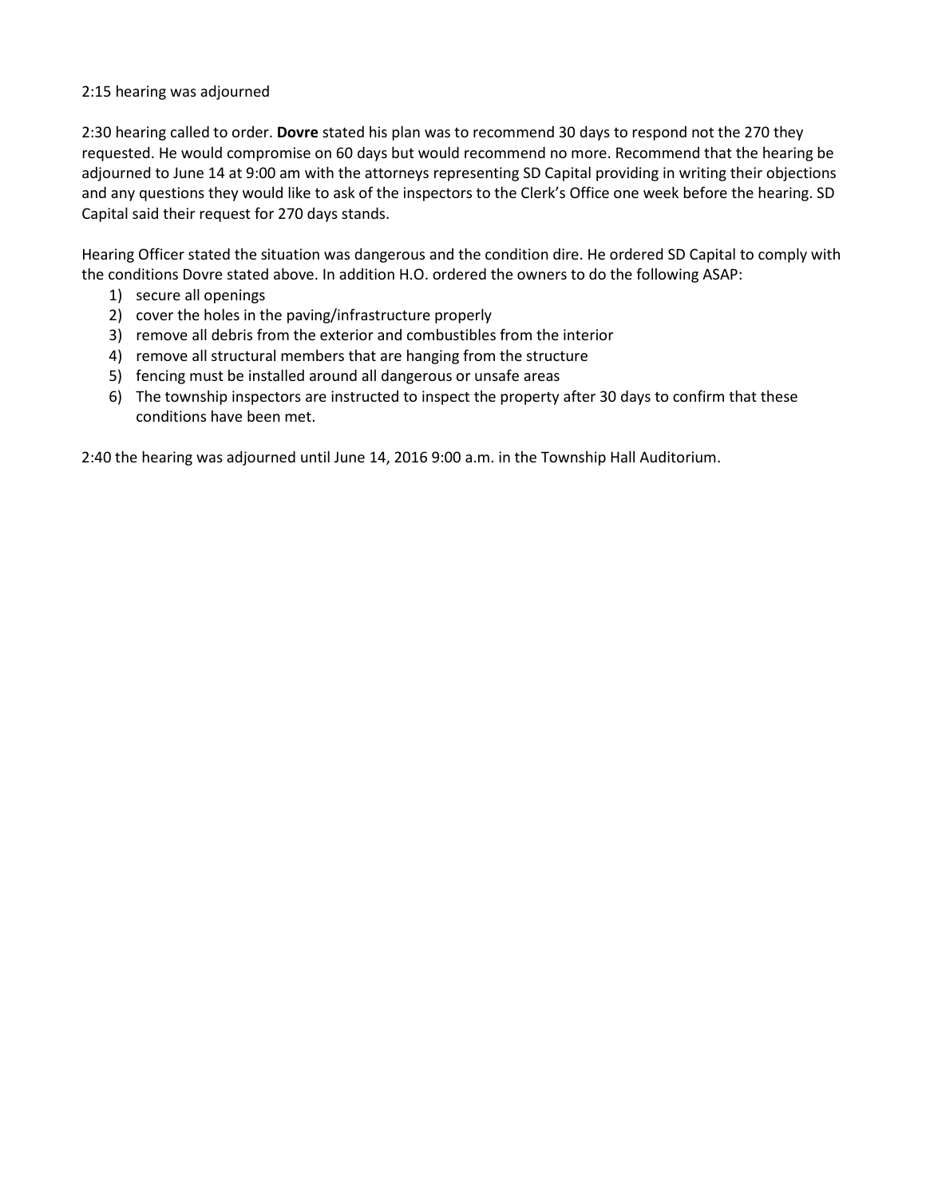2:15 hearing was adjourned

2:30 hearing called to order. **Dovre** stated his plan was to recommend 30 days to respond not the 270 they requested. He would compromise on 60 days but would recommend no more. Recommend that the hearing be adjourned to June 14 at 9:00 am with the attorneys representing SD Capital providing in writing their objections and any questions they would like to ask of the inspectors to the Clerk's Office one week before the hearing. SD Capital said their request for 270 days stands.

Hearing Officer stated the situation was dangerous and the condition dire. He ordered SD Capital to comply with the conditions Dovre stated above. In addition H.O. ordered the owners to do the following ASAP:

1) secure all openings
2) cover the holes in the paving/infrastructure properly
3) remove all debris from the exterior and combustibles from the interior
4) remove all structural members that are hanging from the structure
5) fencing must be installed around all dangerous or unsafe areas
6) The township inspectors are instructed to inspect the property after 30 days to confirm that these conditions have been met.

2:40 the hearing was adjourned until June 14, 2016 9:00 a.m. in the Township Hall Auditorium.